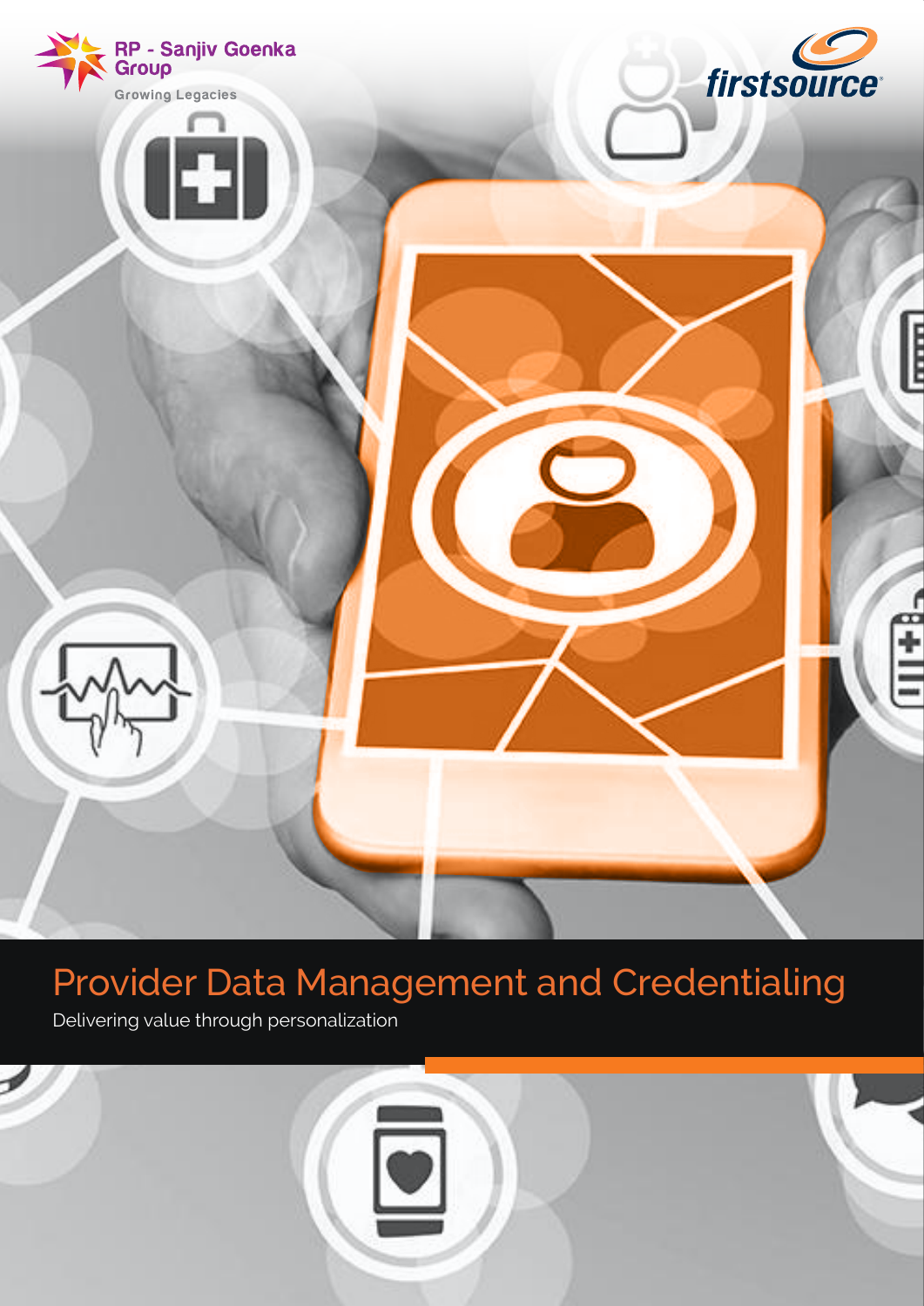RP - Sanjiv Goenka Group

Growing Legacies

firstsource

# Provider Data Management and Credentialing

Delivering value through personalization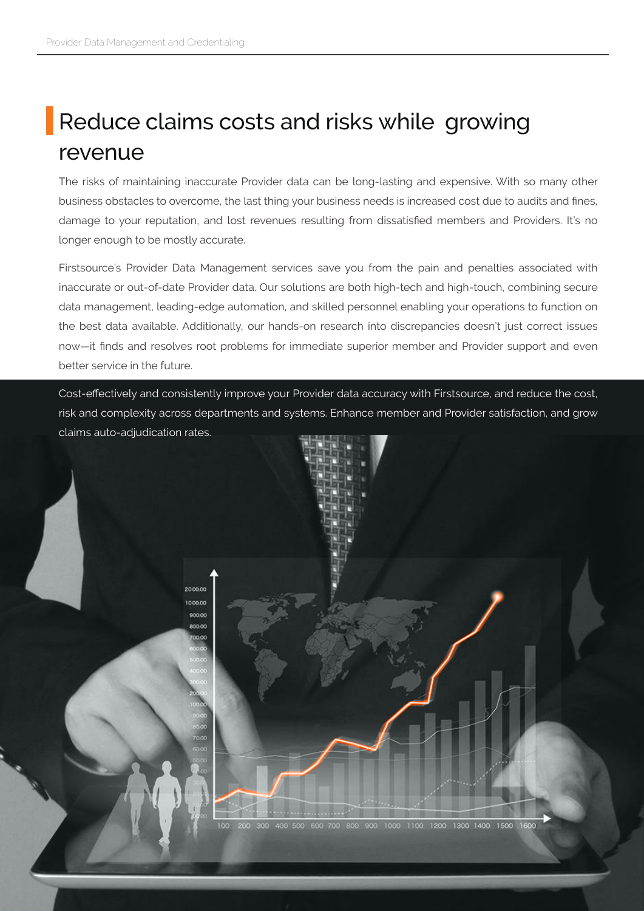# Reduce claims costs and risks while growing revenue

The risks of maintaining inaccurate Provider data can be long-lasting and expensive. With so many other business obstacles to overcome, the last thing your business needs is increased cost due to audits and fines, damage to your reputation, and lost revenues resulting from dissatisfied members and Providers. It's no longer enough to be mostly accurate.

Firstsource's Provider Data Management services save you from the pain and penalties associated with inaccurate or out-of-date Provider data. Our solutions are both high-tech and high-touch, combining secure data management, leading-edge automation, and skilled personnel enabling your operations to function on the best data available. Additionally, our hands-on research into discrepancies doesn't just correct issues now—it finds and resolves root problems for immediate superior member and Provider support and even better service in the future.

Cost-effectively and consistently improve your Provider data accuracy with Firstsource, and reduce the cost, risk and complexity across departments and systems. Enhance member and Provider satisfaction, and grow claims auto-adjudication rates.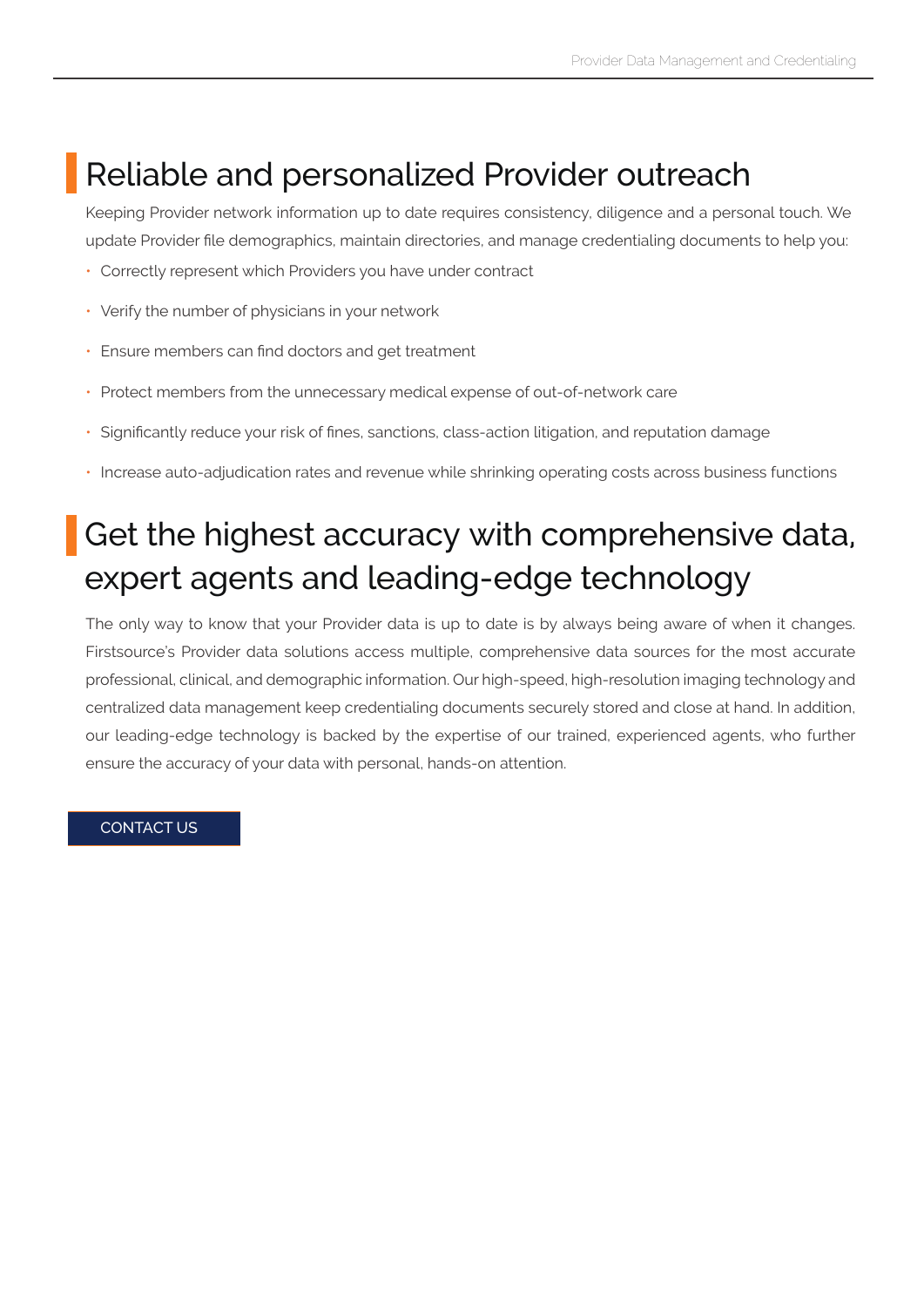## Reliable and personalized Provider outreach

Keeping Provider network information up to date requires consistency, diligence and a personal touch. We update Provider file demographics, maintain directories, and manage credentialing documents to help you:

- Correctly represent which Providers you have under contract
- Verify the number of physicians in your network
- Ensure members can find doctors and get treatment
- Protect members from the unnecessary medical expense of out-of-network care
- Significantly reduce your risk of fines, sanctions, class-action litigation, and reputation damage
- Increase auto-adjudication rates and revenue while shrinking operating costs across business functions

## Get the highest accuracy with comprehensive data, expert agents and leading-edge technology

The only way to know that your Provider data is up to date is by always being aware of when it changes. Firstsource's Provider data solutions access multiple, comprehensive data sources for the most accurate professional, clinical, and demographic information. Our high-speed, high-resolution imaging technology and centralized data management keep credentialing documents securely stored and close at hand. In addition, our leading-edge technology is backed by the expertise of our trained, experienced agents, who further ensure the accuracy of your data with personal, hands-on attention.

CONTACT US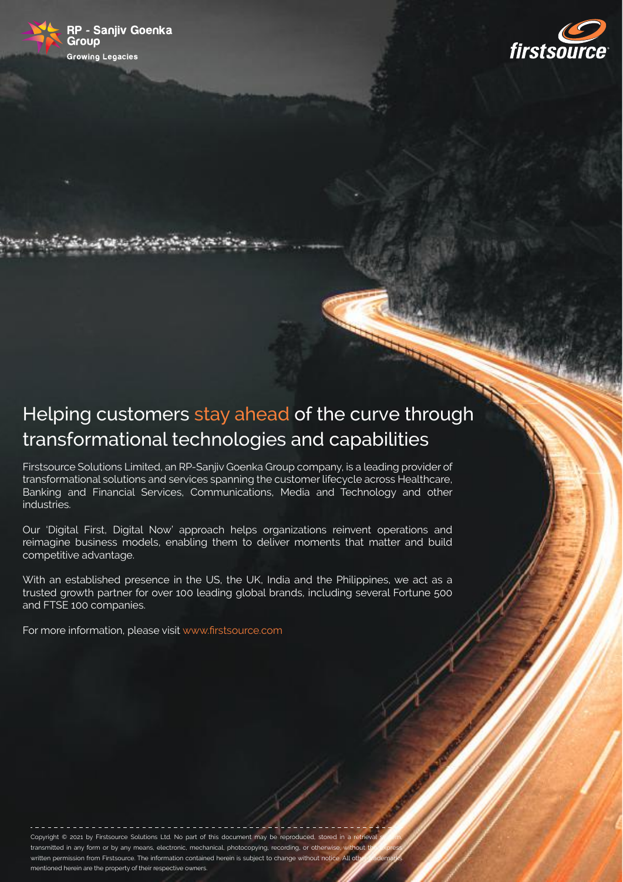RP - Sanjiv Goenka Group

Growing Legacies

firstsource

# Helping customers stay ahead of the curve through transformational technologies and capabilities

Firstsource Solutions Limited, an RP-Sanjiv Goenka Group company, is a leading provider of transformational solutions and services spanning the customer lifecycle across Healthcare, Banking and Financial Services, Communications, Media and Technology and other industries.

Our 'Digital First, Digital Now' approach helps organizations reinvent operations and reimagine business models, enabling them to deliver moments that matter and build competitive advantage.

With an established presence in the US, the UK, India and the Philippines, we act as a trusted growth partner for over 100 leading global brands, including several Fortune 500 and FTSE 100 companies.

For more information, please visit www.firstsource.com

Copyright © 2021 by Firstsource Solutions Ltd. No part of this document may be reproduced, stored in a retrieval system, transmitted in any form or by any means, electronic, mechanical, photocopying, recording, or otherwise, without the express written permission from Firstsource. The information contained herein is subject to change without notice. All other trademarks mentioned herein are the property of their respective owners.